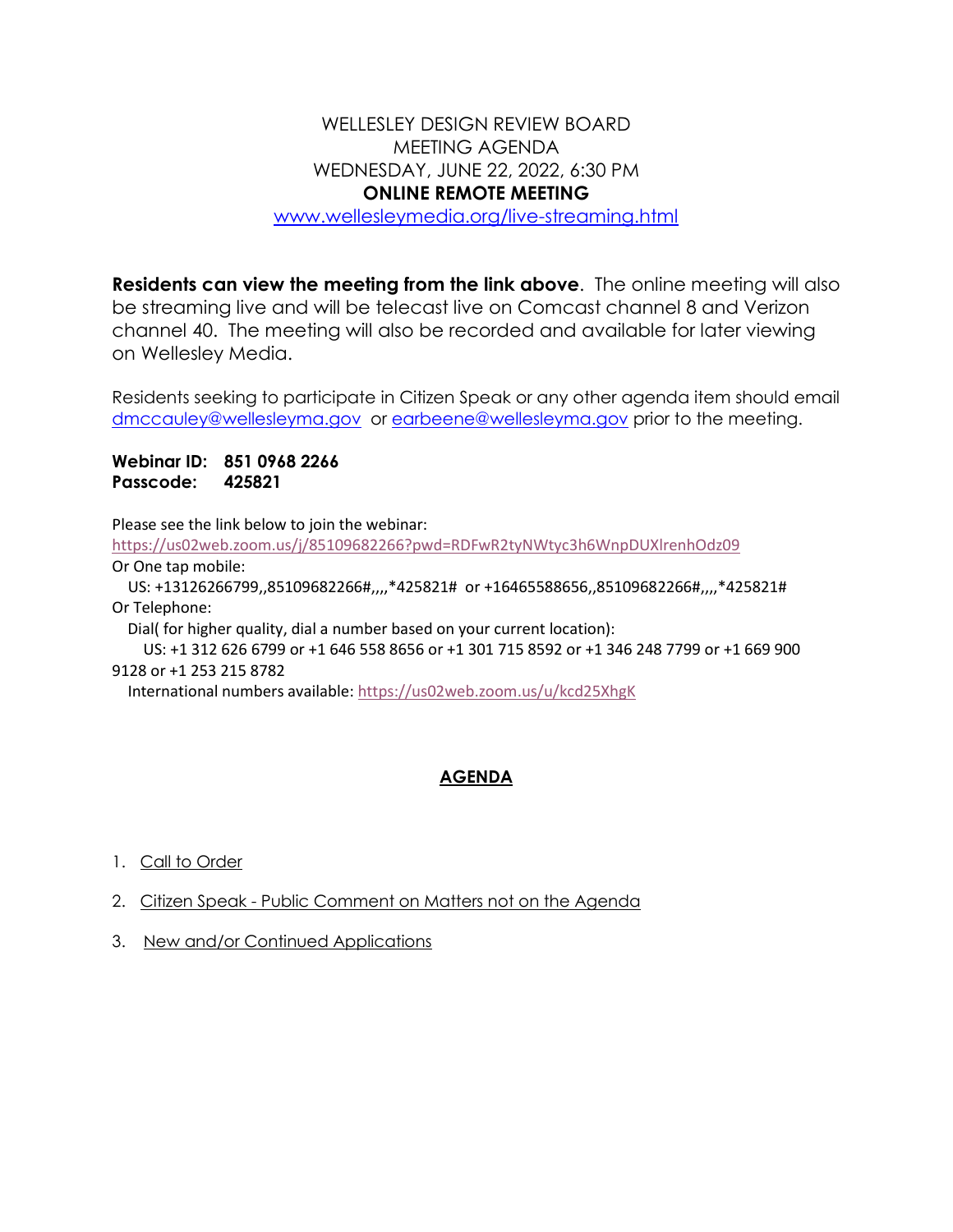# WELLESLEY DESIGN REVIEW BOARD
## MEETING AGENDA
## WEDNESDAY, JUNE 22, 2022, 6:30 PM
## **ONLINE REMOTE MEETING**
[www.wellesleymedia.org/live-streaming.html](www.wellesleymedia.org/live-streaming.html)

**Residents can view the meeting from the link above**. The online meeting will also be streaming live and will be telecast live on Comcast channel 8 and Verizon channel 40. The meeting will also be recorded and available for later viewing on Wellesley Media.

Residents seeking to participate in Citizen Speak or any other agenda item should email dmccauley@wellesleyma.gov or earbeene@wellesleyma.gov prior to the meeting.

**Webinar ID: 851 0968 2266**
**Passcode: 425821**

Please see the link below to join the webinar:
https://us02web.zoom.us/j/85109682266?pwd=RDFwR2tyNWtyc3h6WnpDUXlrenhOdz09
Or One tap mobile:
US: +13126266799,,85109682266#,,,,*425821# or +16465588656,,85109682266#,,,,*425821#
Or Telephone:
Dial( for higher quality, dial a number based on your current location):
US: +1 312 626 6799 or +1 646 558 8656 or +1 301 715 8592 or +1 346 248 7799 or +1 669 900 9128 or +1 253 215 8782
International numbers available: https://us02web.zoom.us/u/kcd25XhgK

## AGENDA

1. Call to Order
2. Citizen Speak - Public Comment on Matters not on the Agenda
3. New and/or Continued Applications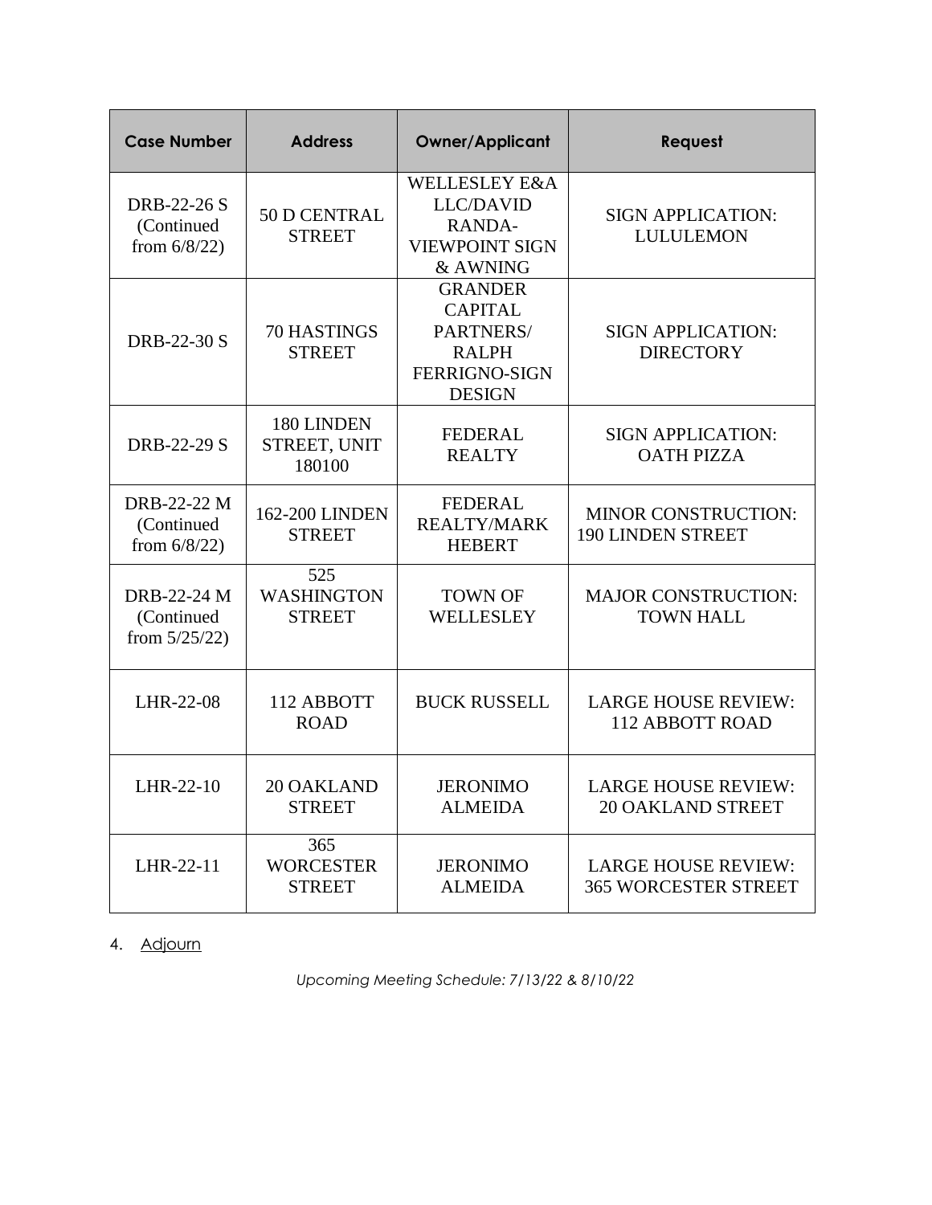| Case Number | Address | Owner/Applicant | Request |
| --- | --- | --- | --- |
| DRB-22-26 S (Continued from 6/8/22) | 50 D CENTRAL STREET | WELLESLEY E&A LLC/DAVID RANDA-VIEWPOINT SIGN & AWNING | SIGN APPLICATION: LULULEMON |
| DRB-22-30 S | 70 HASTINGS STREET | GRANDER CAPITAL PARTNERS/ RALPH FERRIGNO-SIGN DESIGN | SIGN APPLICATION: DIRECTORY |
| DRB-22-29 S | 180 LINDEN STREET, UNIT 180100 | FEDERAL REALTY | SIGN APPLICATION: OATH PIZZA |
| DRB-22-22 M (Continued from 6/8/22) | 162-200 LINDEN STREET | FEDERAL REALTY/MARK HEBERT | MINOR CONSTRUCTION: 190 LINDEN STREET |
| DRB-22-24 M (Continued from 5/25/22) | 525 WASHINGTON STREET | TOWN OF WELLESLEY | MAJOR CONSTRUCTION: TOWN HALL |
| LHR-22-08 | 112 ABBOTT ROAD | BUCK RUSSELL | LARGE HOUSE REVIEW: 112 ABBOTT ROAD |
| LHR-22-10 | 20 OAKLAND STREET | JERONIMO ALMEIDA | LARGE HOUSE REVIEW: 20 OAKLAND STREET |
| LHR-22-11 | 365 WORCESTER STREET | JERONIMO ALMEIDA | LARGE HOUSE REVIEW: 365 WORCESTER STREET |

4. Adjourn

*Upcoming Meeting Schedule: 7/13/22 & 8/10/22*